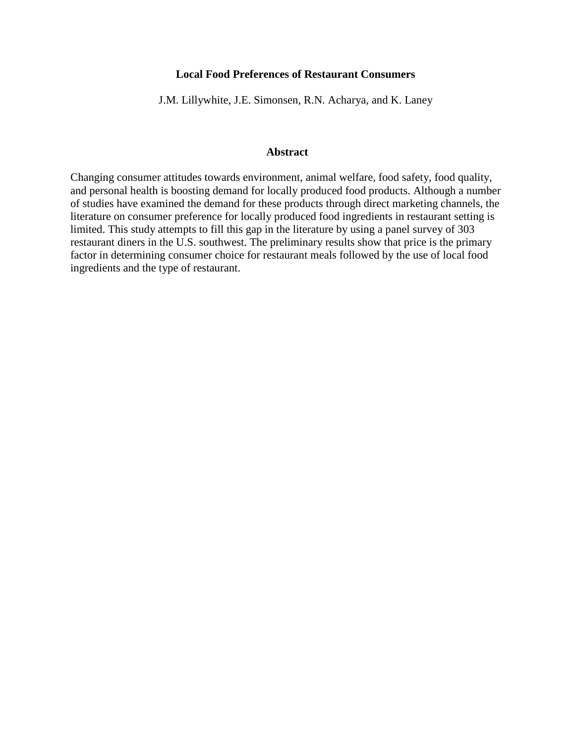# Local Food Preferences of Restaurant Consumers

J.M. Lillywhite, J.E. Simonsen, R.N. Acharya, and K. Laney

## Abstract

Changing consumer attitudes towards environment, animal welfare, food safety, food quality, and personal health is boosting demand for locally produced food products. Although a number of studies have examined the demand for these products through direct marketing channels, the literature on consumer preference for locally produced food ingredients in restaurant setting is limited. This study attempts to fill this gap in the literature by using a panel survey of 303 restaurant diners in the U.S. southwest. The preliminary results show that price is the primary factor in determining consumer choice for restaurant meals followed by the use of local food ingredients and the type of restaurant.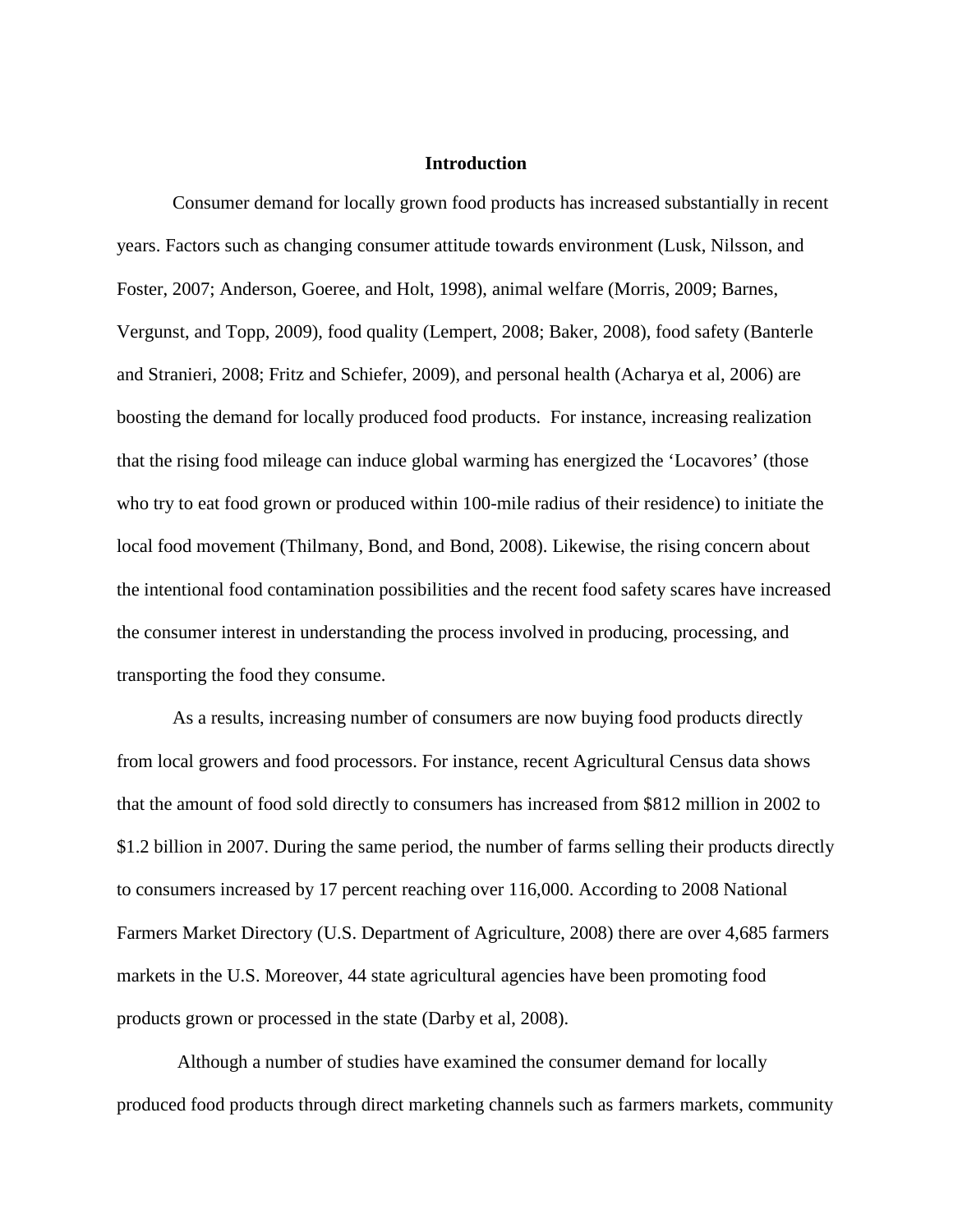# Introduction

Consumer demand for locally grown food products has increased substantially in recent years. Factors such as changing consumer attitude towards environment (Lusk, Nilsson, and Foster, 2007; Anderson, Goeree, and Holt, 1998), animal welfare (Morris, 2009; Barnes, Vergunst, and Topp, 2009), food quality (Lempert, 2008; Baker, 2008), food safety (Banterle and Stranieri, 2008; Fritz and Schiefer, 2009), and personal health (Acharya et al, 2006) are boosting the demand for locally produced food products. For instance, increasing realization that the rising food mileage can induce global warming has energized the 'Locavores' (those who try to eat food grown or produced within 100-mile radius of their residence) to initiate the local food movement (Thilmany, Bond, and Bond, 2008). Likewise, the rising concern about the intentional food contamination possibilities and the recent food safety scares have increased the consumer interest in understanding the process involved in producing, processing, and transporting the food they consume.

As a results, increasing number of consumers are now buying food products directly from local growers and food processors. For instance, recent Agricultural Census data shows that the amount of food sold directly to consumers has increased from $812 million in 2002 to $1.2 billion in 2007. During the same period, the number of farms selling their products directly to consumers increased by 17 percent reaching over 116,000. According to 2008 National Farmers Market Directory (U.S. Department of Agriculture, 2008) there are over 4,685 farmers markets in the U.S. Moreover, 44 state agricultural agencies have been promoting food products grown or processed in the state (Darby et al, 2008).

Although a number of studies have examined the consumer demand for locally produced food products through direct marketing channels such as farmers markets, community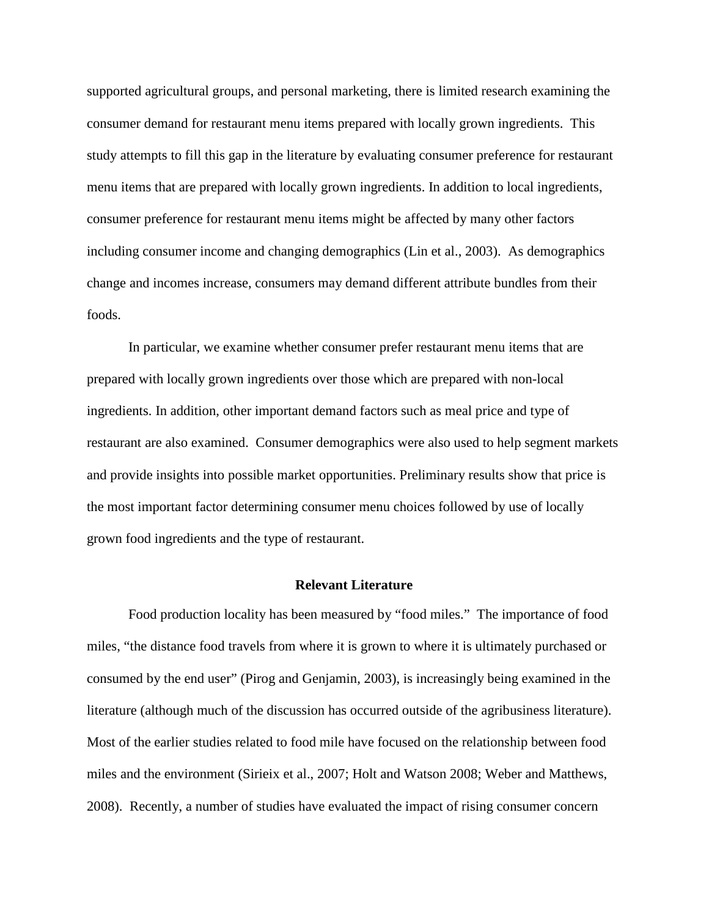supported agricultural groups, and personal marketing, there is limited research examining the consumer demand for restaurant menu items prepared with locally grown ingredients. This study attempts to fill this gap in the literature by evaluating consumer preference for restaurant menu items that are prepared with locally grown ingredients. In addition to local ingredients, consumer preference for restaurant menu items might be affected by many other factors including consumer income and changing demographics (Lin et al., 2003). As demographics change and incomes increase, consumers may demand different attribute bundles from their foods.

In particular, we examine whether consumer prefer restaurant menu items that are prepared with locally grown ingredients over those which are prepared with non-local ingredients. In addition, other important demand factors such as meal price and type of restaurant are also examined. Consumer demographics were also used to help segment markets and provide insights into possible market opportunities. Preliminary results show that price is the most important factor determining consumer menu choices followed by use of locally grown food ingredients and the type of restaurant.

## Relevant Literature

Food production locality has been measured by "food miles." The importance of food miles, "the distance food travels from where it is grown to where it is ultimately purchased or consumed by the end user" (Pirog and Genjamin, 2003), is increasingly being examined in the literature (although much of the discussion has occurred outside of the agribusiness literature). Most of the earlier studies related to food mile have focused on the relationship between food miles and the environment (Sirieix et al., 2007; Holt and Watson 2008; Weber and Matthews, 2008). Recently, a number of studies have evaluated the impact of rising consumer concern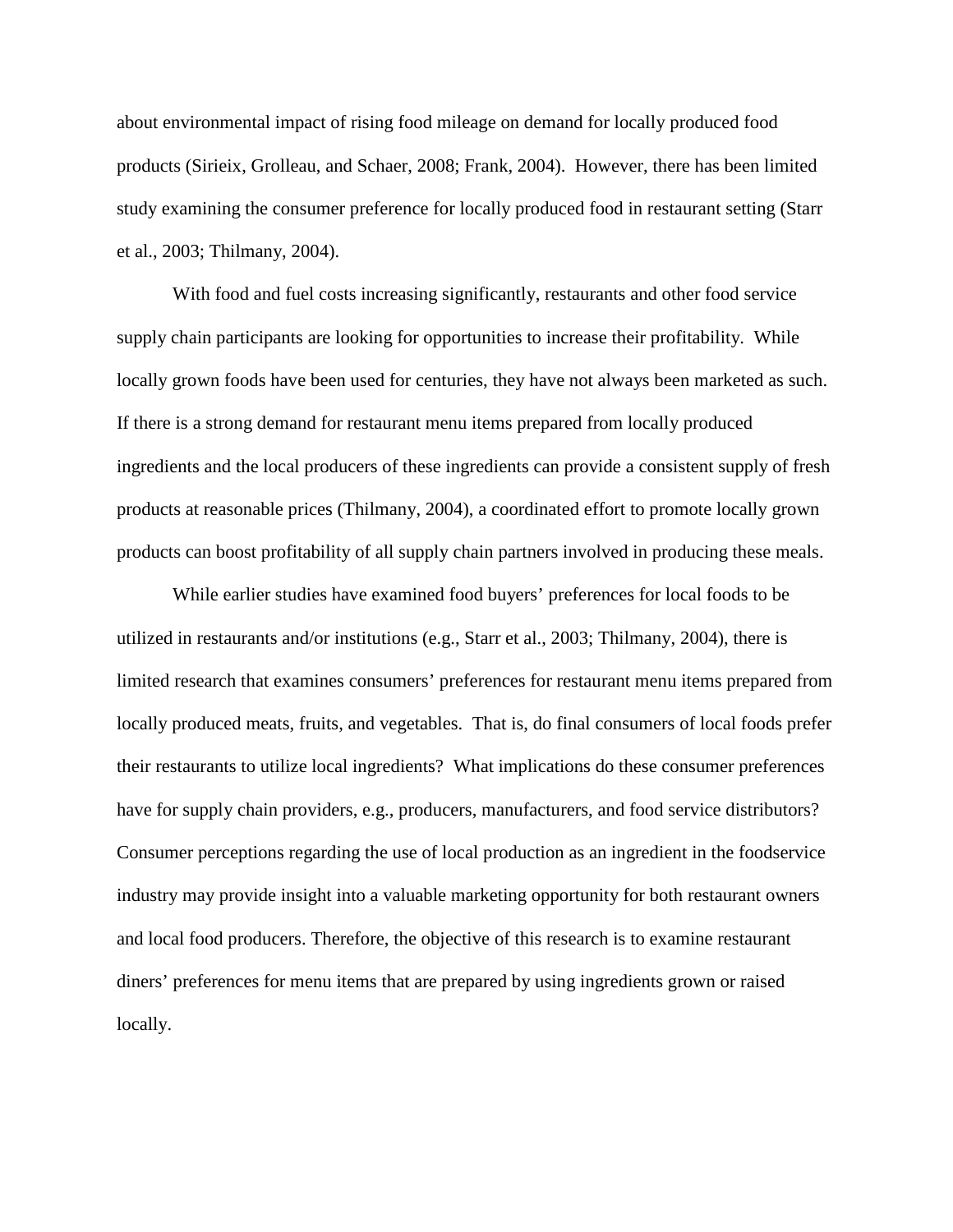about environmental impact of rising food mileage on demand for locally produced food products (Sirieix, Grolleau, and Schaer, 2008; Frank, 2004). However, there has been limited study examining the consumer preference for locally produced food in restaurant setting (Starr et al., 2003; Thilmany, 2004).

With food and fuel costs increasing significantly, restaurants and other food service supply chain participants are looking for opportunities to increase their profitability. While locally grown foods have been used for centuries, they have not always been marketed as such. If there is a strong demand for restaurant menu items prepared from locally produced ingredients and the local producers of these ingredients can provide a consistent supply of fresh products at reasonable prices (Thilmany, 2004), a coordinated effort to promote locally grown products can boost profitability of all supply chain partners involved in producing these meals.

While earlier studies have examined food buyers' preferences for local foods to be utilized in restaurants and/or institutions (e.g., Starr et al., 2003; Thilmany, 2004), there is limited research that examines consumers' preferences for restaurant menu items prepared from locally produced meats, fruits, and vegetables. That is, do final consumers of local foods prefer their restaurants to utilize local ingredients? What implications do these consumer preferences have for supply chain providers, e.g., producers, manufacturers, and food service distributors? Consumer perceptions regarding the use of local production as an ingredient in the foodservice industry may provide insight into a valuable marketing opportunity for both restaurant owners and local food producers. Therefore, the objective of this research is to examine restaurant diners' preferences for menu items that are prepared by using ingredients grown or raised locally.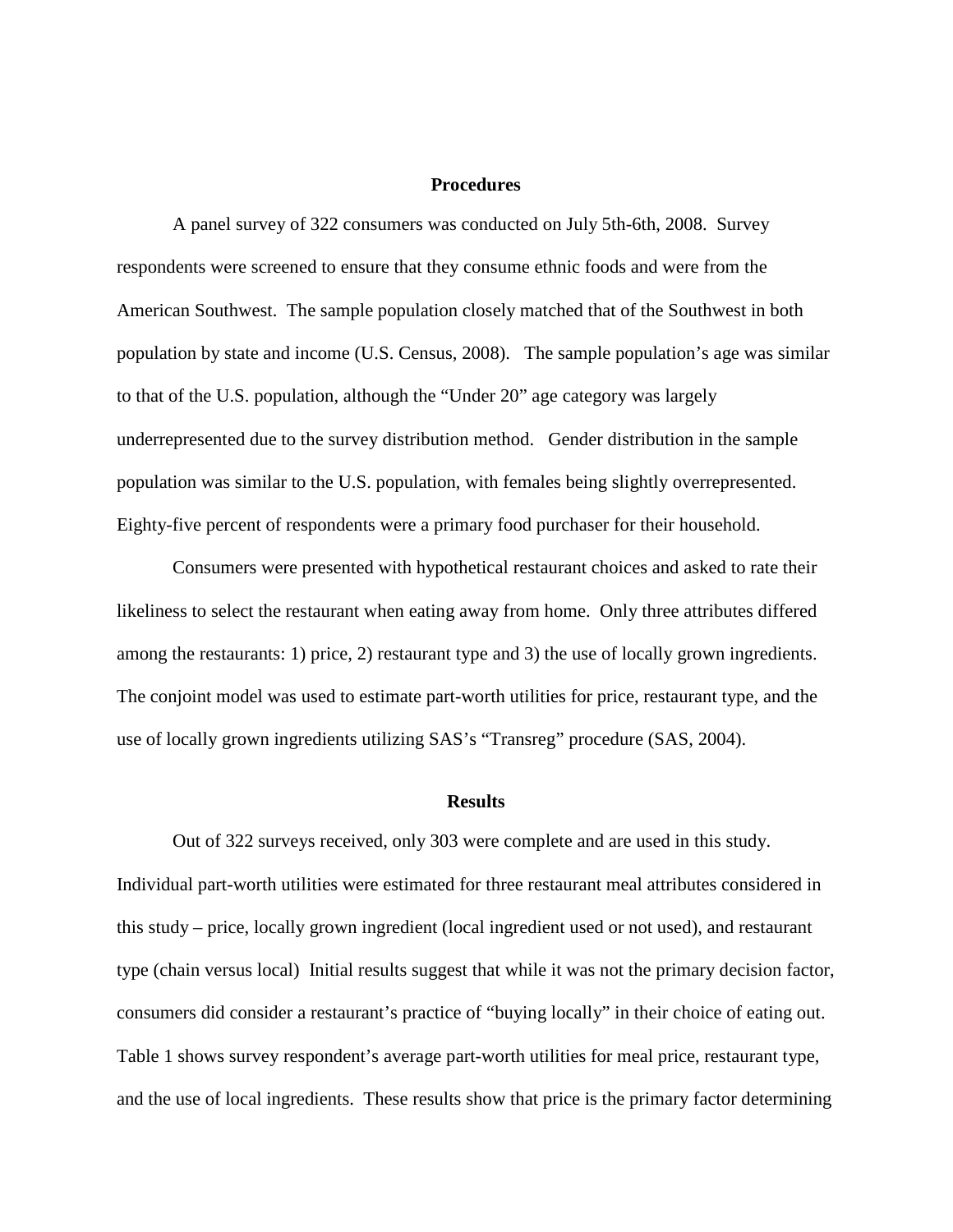## Procedures

A panel survey of 322 consumers was conducted on July 5th-6th, 2008. Survey respondents were screened to ensure that they consume ethnic foods and were from the American Southwest. The sample population closely matched that of the Southwest in both population by state and income (U.S. Census, 2008). The sample population's age was similar to that of the U.S. population, although the "Under 20" age category was largely underrepresented due to the survey distribution method. Gender distribution in the sample population was similar to the U.S. population, with females being slightly overrepresented. Eighty-five percent of respondents were a primary food purchaser for their household.

Consumers were presented with hypothetical restaurant choices and asked to rate their likeliness to select the restaurant when eating away from home. Only three attributes differed among the restaurants: 1) price, 2) restaurant type and 3) the use of locally grown ingredients. The conjoint model was used to estimate part-worth utilities for price, restaurant type, and the use of locally grown ingredients utilizing SAS's "Transreg" procedure (SAS, 2004).

## Results

Out of 322 surveys received, only 303 were complete and are used in this study. Individual part-worth utilities were estimated for three restaurant meal attributes considered in this study – price, locally grown ingredient (local ingredient used or not used), and restaurant type (chain versus local) Initial results suggest that while it was not the primary decision factor, consumers did consider a restaurant's practice of "buying locally" in their choice of eating out. Table 1 shows survey respondent's average part-worth utilities for meal price, restaurant type, and the use of local ingredients. These results show that price is the primary factor determining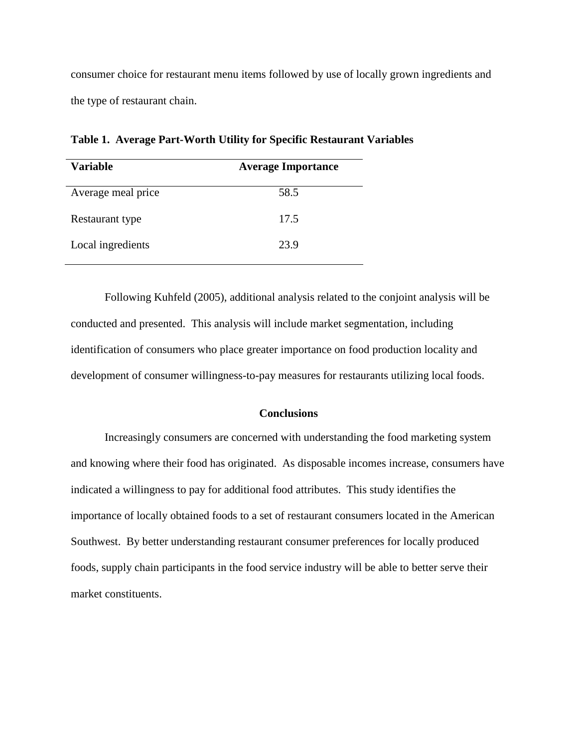consumer choice for restaurant menu items followed by use of locally grown ingredients and the type of restaurant chain.

**Table 1. Average Part-Worth Utility for Specific Restaurant Variables**

| Variable | Average Importance |
|---|---|
| Average meal price | 58.5 |
| Restaurant type | 17.5 |
| Local ingredients | 23.9 |

Following Kuhfeld (2005), additional analysis related to the conjoint analysis will be conducted and presented. This analysis will include market segmentation, including identification of consumers who place greater importance on food production locality and development of consumer willingness-to-pay measures for restaurants utilizing local foods.

## Conclusions

Increasingly consumers are concerned with understanding the food marketing system and knowing where their food has originated. As disposable incomes increase, consumers have indicated a willingness to pay for additional food attributes. This study identifies the importance of locally obtained foods to a set of restaurant consumers located in the American Southwest. By better understanding restaurant consumer preferences for locally produced foods, supply chain participants in the food service industry will be able to better serve their market constituents.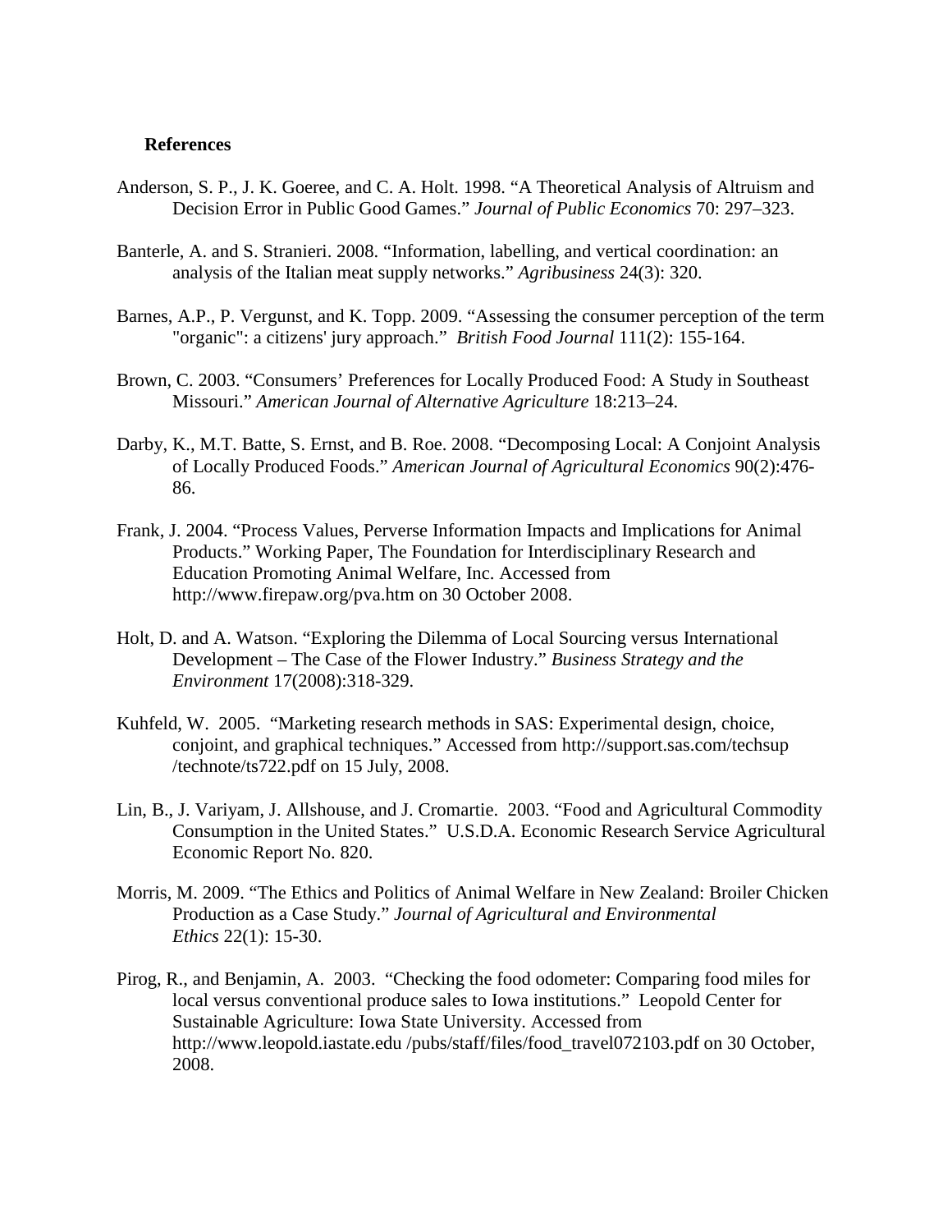**References**

Anderson, S. P., J. K. Goeree, and C. A. Holt. 1998. “A Theoretical Analysis of Altruism and Decision Error in Public Good Games.” *Journal of Public Economics* 70: 297–323.

Banterle, A. and S. Stranieri. 2008. “Information, labelling, and vertical coordination: an analysis of the Italian meat supply networks.” *Agribusiness* 24(3): 320.

Barnes, A.P., P. Vergunst, and K. Topp. 2009. “Assessing the consumer perception of the term "organic": a citizens' jury approach.” *British Food Journal* 111(2): 155-164.

Brown, C. 2003. “Consumers’ Preferences for Locally Produced Food: A Study in Southeast Missouri.” *American Journal of Alternative Agriculture* 18:213–24.

Darby, K., M.T. Batte, S. Ernst, and B. Roe. 2008. “Decomposing Local: A Conjoint Analysis of Locally Produced Foods.” *American Journal of Agricultural Economics* 90(2):476-86.

Frank, J. 2004. “Process Values, Perverse Information Impacts and Implications for Animal Products.” Working Paper, The Foundation for Interdisciplinary Research and Education Promoting Animal Welfare, Inc. Accessed from http://www.firepaw.org/pva.htm on 30 October 2008.

Holt, D. and A. Watson. “Exploring the Dilemma of Local Sourcing versus International Development – The Case of the Flower Industry.” *Business Strategy and the Environment* 17(2008):318-329.

Kuhfeld, W. 2005. “Marketing research methods in SAS: Experimental design, choice, conjoint, and graphical techniques.” Accessed from http://support.sas.com/techsup /technote/ts722.pdf on 15 July, 2008.

Lin, B., J. Variyam, J. Allshouse, and J. Cromartie. 2003. “Food and Agricultural Commodity Consumption in the United States.” U.S.D.A. Economic Research Service Agricultural Economic Report No. 820.

Morris, M. 2009. “The Ethics and Politics of Animal Welfare in New Zealand: Broiler Chicken Production as a Case Study.” *Journal of Agricultural and Environmental Ethics* 22(1): 15-30.

Pirog, R., and Benjamin, A. 2003. “Checking the food odometer: Comparing food miles for local versus conventional produce sales to Iowa institutions.” Leopold Center for Sustainable Agriculture: Iowa State University. Accessed from http://www.leopold.iastate.edu /pubs/staff/files/food_travel072103.pdf on 30 October, 2008.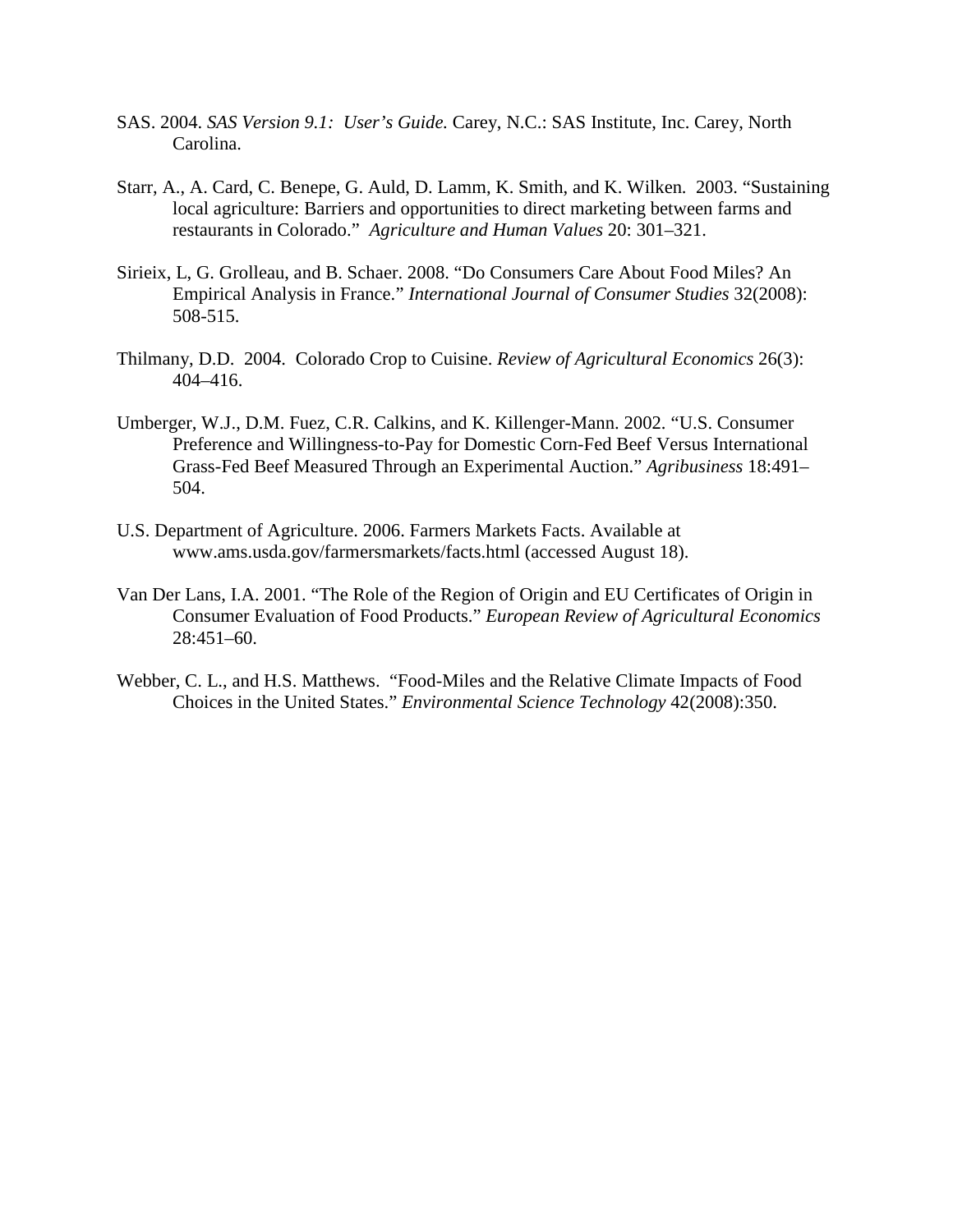SAS. 2004. *SAS Version 9.1: User's Guide.* Carey, N.C.: SAS Institute, Inc. Carey, North Carolina.

Starr, A., A. Card, C. Benepe, G. Auld, D. Lamm, K. Smith, and K. Wilken. 2003. "Sustaining local agriculture: Barriers and opportunities to direct marketing between farms and restaurants in Colorado." *Agriculture and Human Values* 20: 301–321.

Sirieix, L, G. Grolleau, and B. Schaer. 2008. "Do Consumers Care About Food Miles? An Empirical Analysis in France." *International Journal of Consumer Studies* 32(2008): 508-515.

Thilmany, D.D. 2004. Colorado Crop to Cuisine. *Review of Agricultural Economics* 26(3): 404–416.

Umberger, W.J., D.M. Fuez, C.R. Calkins, and K. Killenger-Mann. 2002. "U.S. Consumer Preference and Willingness-to-Pay for Domestic Corn-Fed Beef Versus International Grass-Fed Beef Measured Through an Experimental Auction." *Agribusiness* 18:491–504.

U.S. Department of Agriculture. 2006. Farmers Markets Facts. Available at www.ams.usda.gov/farmersmarkets/facts.html (accessed August 18).

Van Der Lans, I.A. 2001. "The Role of the Region of Origin and EU Certificates of Origin in Consumer Evaluation of Food Products." *European Review of Agricultural Economics* 28:451–60.

Webber, C. L., and H.S. Matthews. "Food-Miles and the Relative Climate Impacts of Food Choices in the United States." *Environmental Science Technology* 42(2008):350.